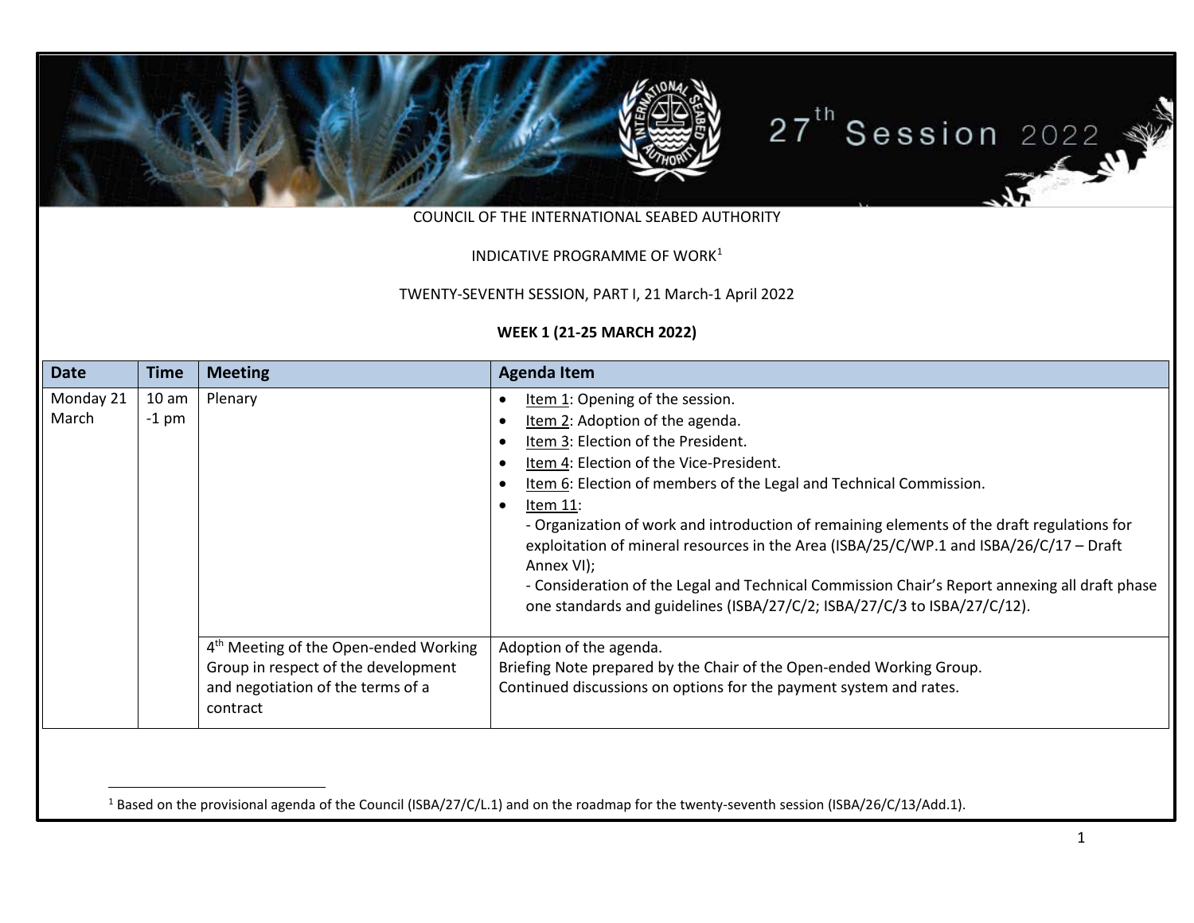COUNCIL OF THE INTERNATIONAL SEABED AUTHORITY

INDICATIVE PROGRAMME OF WORK[1]

TWENTY-SEVENTH SESSION, PART I, 21 March-1 April 2022

**WEEK 1 (21-25 MARCH 2022)**

| Date | Time | Meeting | Agenda Item |
|---|---|---|---|
| Monday 21 March | 10 am -1 pm | Plenary | • Item 1: Opening of the session.<br>• Item 2: Adoption of the agenda.<br>• Item 3: Election of the President.<br>• Item 4: Election of the Vice-President.<br>• Item 6: Election of members of the Legal and Technical Commission.<br>• Item 11:<br>- Organization of work and introduction of remaining elements of the draft regulations for exploitation of mineral resources in the Area (ISBA/25/C/WP.1 and ISBA/26/C/17 – Draft Annex VI);<br>- Consideration of the Legal and Technical Commission Chair's Report annexing all draft phase one standards and guidelines (ISBA/27/C/2; ISBA/27/C/3 to ISBA/27/C/12). |
| | | 4th Meeting of the Open-ended Working Group in respect of the development and negotiation of the terms of a contract | Adoption of the agenda.<br>Briefing Note prepared by the Chair of the Open-ended Working Group.<br>Continued discussions on options for the payment system and rates. |

[1] Based on the provisional agenda of the Council (ISBA/27/C/L.1) and on the roadmap for the twenty-seventh session (ISBA/26/C/13/Add.1).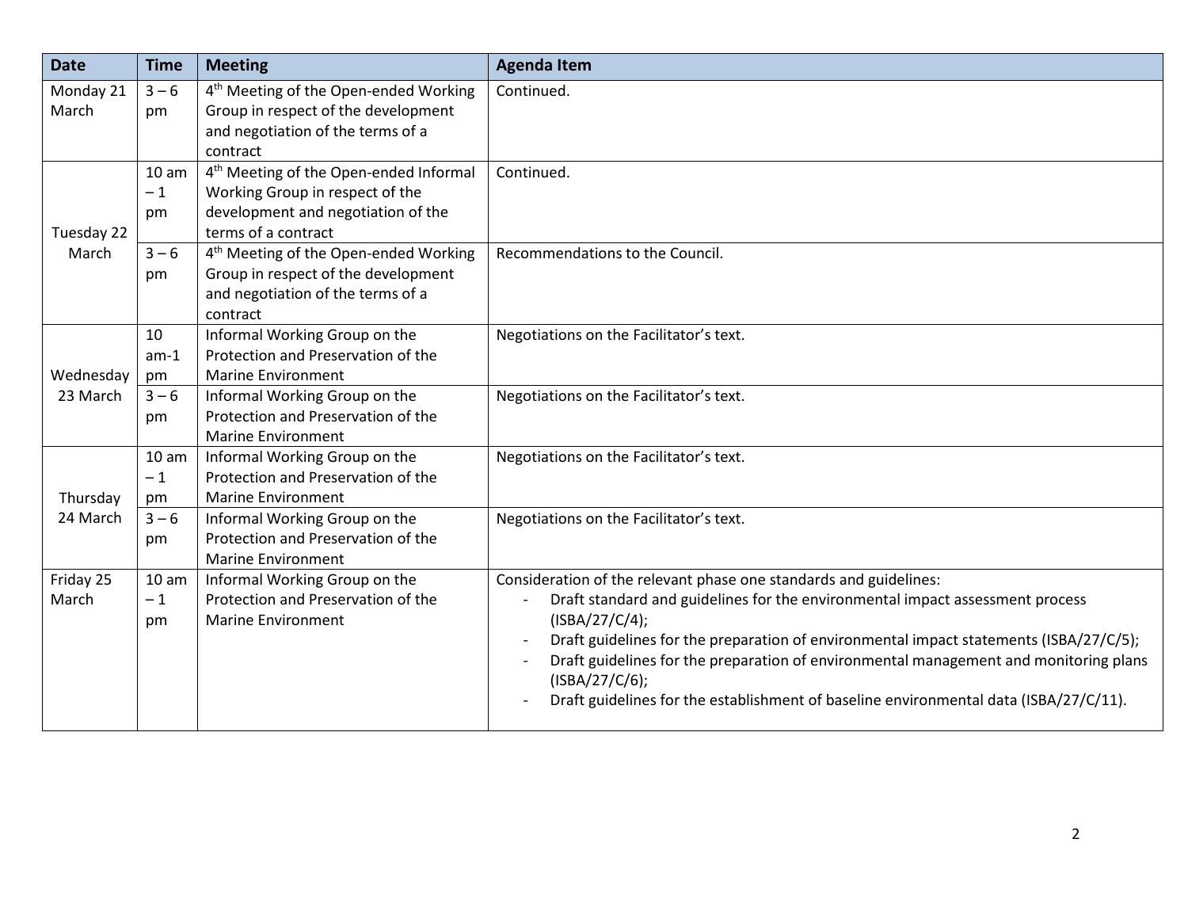| Date | Time | Meeting | Agenda Item |
| --- | --- | --- | --- |
| Monday 21 March | 3 – 6 pm | 4th Meeting of the Open-ended Working Group in respect of the development and negotiation of the terms of a contract | Continued. |
| Tuesday 22 March | 10 am – 1 pm | 4th Meeting of the Open-ended Informal Working Group in respect of the development and negotiation of the terms of a contract | Continued. |
| | 3 – 6 pm | 4th Meeting of the Open-ended Working Group in respect of the development and negotiation of the terms of a contract | Recommendations to the Council. |
| Wednesday 23 March | 10 am-1 pm | Informal Working Group on the Protection and Preservation of the Marine Environment | Negotiations on the Facilitator's text. |
| | 3 – 6 pm | Informal Working Group on the Protection and Preservation of the Marine Environment | Negotiations on the Facilitator's text. |
| Thursday 24 March | 10 am – 1 pm | Informal Working Group on the Protection and Preservation of the Marine Environment | Negotiations on the Facilitator's text. |
| | 3 – 6 pm | Informal Working Group on the Protection and Preservation of the Marine Environment | Negotiations on the Facilitator's text. |
| Friday 25 March | 10 am – 1 pm | Informal Working Group on the Protection and Preservation of the Marine Environment | Consideration of the relevant phase one standards and guidelines:<br>- Draft standard and guidelines for the environmental impact assessment process (ISBA/27/C/4);<br>- Draft guidelines for the preparation of environmental impact statements (ISBA/27/C/5);<br>- Draft guidelines for the preparation of environmental management and monitoring plans (ISBA/27/C/6);<br>- Draft guidelines for the establishment of baseline environmental data (ISBA/27/C/11). |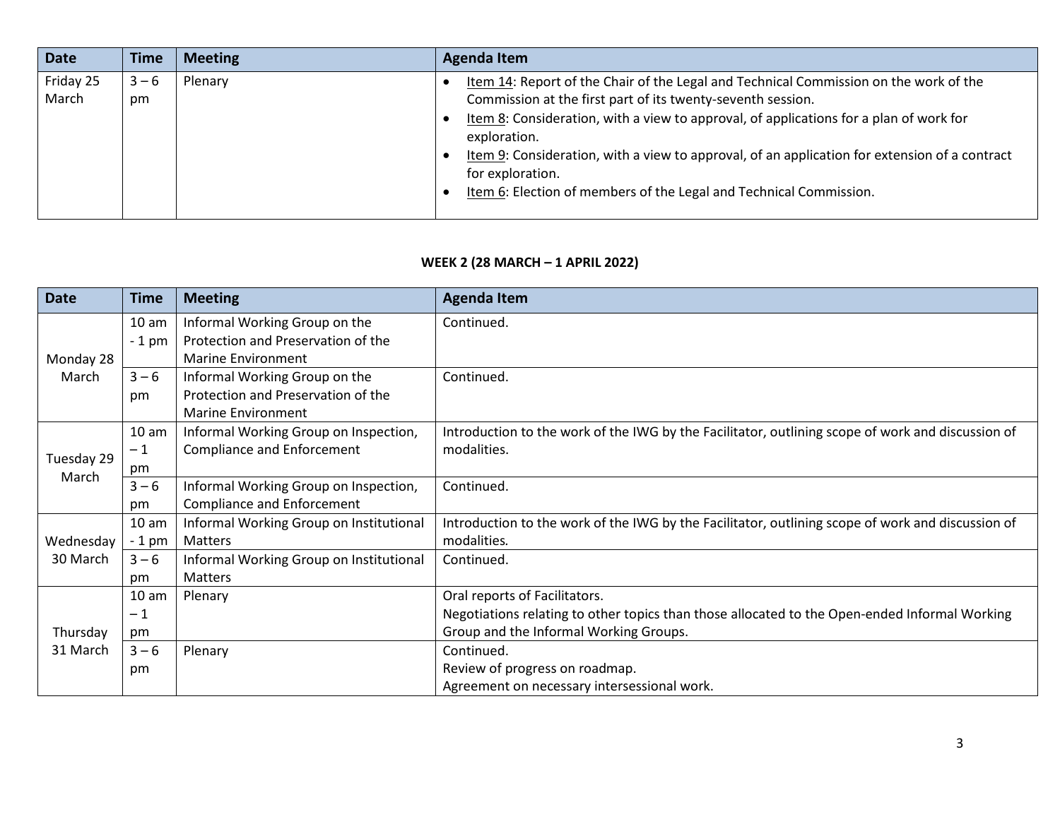| Date | Time | Meeting | Agenda Item |
| --- | --- | --- | --- |
| Friday 25 March | 3 – 6 pm | Plenary | • Item 14: Report of the Chair of the Legal and Technical Commission on the work of the Commission at the first part of its twenty-seventh session.<br>• Item 8: Consideration, with a view to approval, of applications for a plan of work for exploration.<br>• Item 9: Consideration, with a view to approval, of an application for extension of a contract for exploration.<br>• Item 6: Election of members of the Legal and Technical Commission. |

**WEEK 2 (28 MARCH – 1 APRIL 2022)**

| Date | Time | Meeting | Agenda Item |
| --- | --- | --- | --- |
| Monday 28 March | 10 am - 1 pm | Informal Working Group on the Protection and Preservation of the Marine Environment | Continued. |
| | 3 – 6 pm | Informal Working Group on the Protection and Preservation of the Marine Environment | Continued. |
| Tuesday 29 March | 10 am – 1 pm | Informal Working Group on Inspection, Compliance and Enforcement | Introduction to the work of the IWG by the Facilitator, outlining scope of work and discussion of modalities. |
| | 3 – 6 pm | Informal Working Group on Inspection, Compliance and Enforcement | Continued. |
| Wednesday 30 March | 10 am - 1 pm | Informal Working Group on Institutional Matters | Introduction to the work of the IWG by the Facilitator, outlining scope of work and discussion of modalities. |
| | 3 – 6 pm | Informal Working Group on Institutional Matters | Continued. |
| Thursday 31 March | 10 am – 1 pm | Plenary | Oral reports of Facilitators.<br>Negotiations relating to other topics than those allocated to the Open-ended Informal Working Group and the Informal Working Groups. |
| | 3 – 6 pm | Plenary | Continued.<br>Review of progress on roadmap.<br>Agreement on necessary intersessional work. |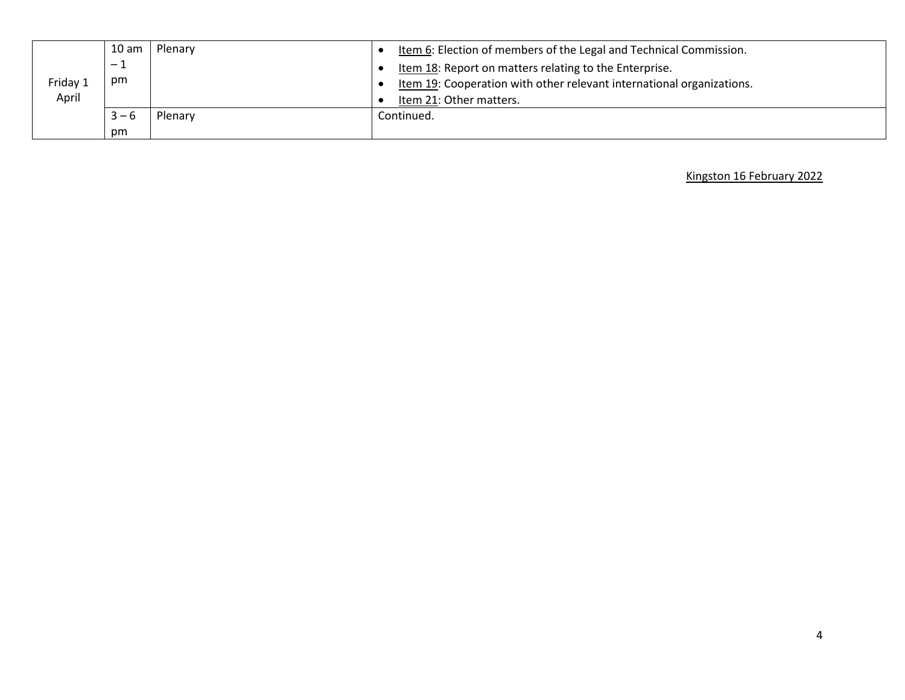| | | | |
|---|---|---|---|
| Friday 1 April | 10 am – 1 pm | Plenary | • Item 6: Election of members of the Legal and Technical Commission.<br>• Item 18: Report on matters relating to the Enterprise.<br>• Item 19: Cooperation with other relevant international organizations.<br>• Item 21: Other matters. |
| | 3 – 6 pm | Plenary | Continued. |

Kingston 16 February 2022